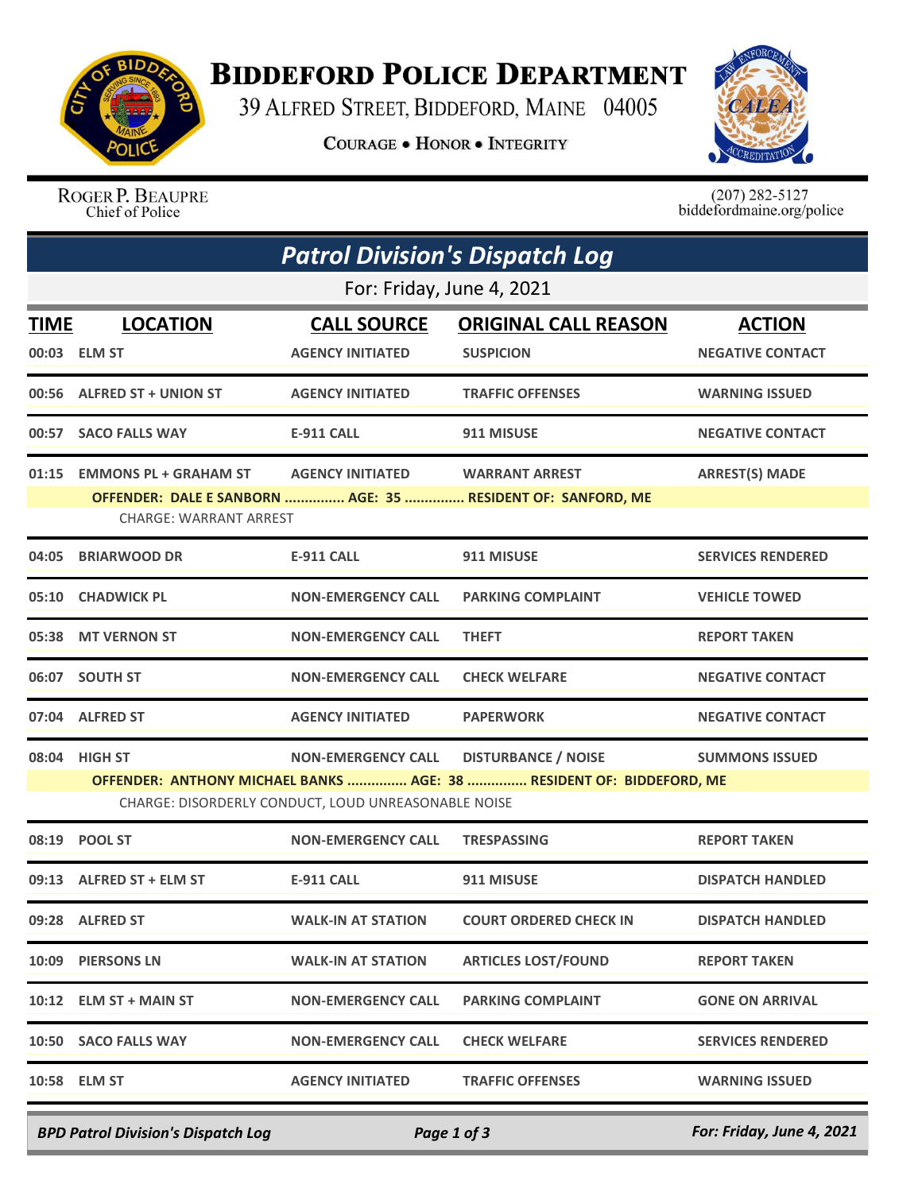# Biddeford Police Department

39 Alfred Street, Biddeford, Maine 04005

**Courage • Honor • Integrity**

Roger P. Beaupre
Chief of Police

(207) 282-5127
biddefordmaine.org/police

## *Patrol Division's Dispatch Log*

For: Friday, June 4, 2021

| TIME | LOCATION | CALL SOURCE | ORIGINAL CALL REASON | ACTION |
|---|---|---|---|---|
| 00:03 | ELM ST | AGENCY INITIATED | SUSPICION | NEGATIVE CONTACT |
| 00:56 | ALFRED ST + UNION ST | AGENCY INITIATED | TRAFFIC OFFENSES | WARNING ISSUED |
| 00:57 | SACO FALLS WAY | E-911 CALL | 911 MISUSE | NEGATIVE CONTACT |
| 01:15 | EMMONS PL + GRAHAM ST | AGENCY INITIATED | WARRANT ARREST | ARREST(S) MADE |
| | OFFENDER: DALE E SANBORN ............... AGE: 35 ............... RESIDENT OF: SANFORD, ME | | | |
| | CHARGE: WARRANT ARREST | | | |
| 04:05 | BRIARWOOD DR | E-911 CALL | 911 MISUSE | SERVICES RENDERED |
| 05:10 | CHADWICK PL | NON-EMERGENCY CALL | PARKING COMPLAINT | VEHICLE TOWED |
| 05:38 | MT VERNON ST | NON-EMERGENCY CALL | THEFT | REPORT TAKEN |
| 06:07 | SOUTH ST | NON-EMERGENCY CALL | CHECK WELFARE | NEGATIVE CONTACT |
| 07:04 | ALFRED ST | AGENCY INITIATED | PAPERWORK | NEGATIVE CONTACT |
| 08:04 | HIGH ST | NON-EMERGENCY CALL | DISTURBANCE / NOISE | SUMMONS ISSUED |
| | OFFENDER: ANTHONY MICHAEL BANKS ............... AGE: 38 ............... RESIDENT OF: BIDDEFORD, ME | | | |
| | CHARGE: DISORDERLY CONDUCT, LOUD UNREASONABLE NOISE | | | |
| 08:19 | POOL ST | NON-EMERGENCY CALL | TRESPASSING | REPORT TAKEN |
| 09:13 | ALFRED ST + ELM ST | E-911 CALL | 911 MISUSE | DISPATCH HANDLED |
| 09:28 | ALFRED ST | WALK-IN AT STATION | COURT ORDERED CHECK IN | DISPATCH HANDLED |
| 10:09 | PIERSONS LN | WALK-IN AT STATION | ARTICLES LOST/FOUND | REPORT TAKEN |
| 10:12 | ELM ST + MAIN ST | NON-EMERGENCY CALL | PARKING COMPLAINT | GONE ON ARRIVAL |
| 10:50 | SACO FALLS WAY | NON-EMERGENCY CALL | CHECK WELFARE | SERVICES RENDERED |
| 10:58 | ELM ST | AGENCY INITIATED | TRAFFIC OFFENSES | WARNING ISSUED |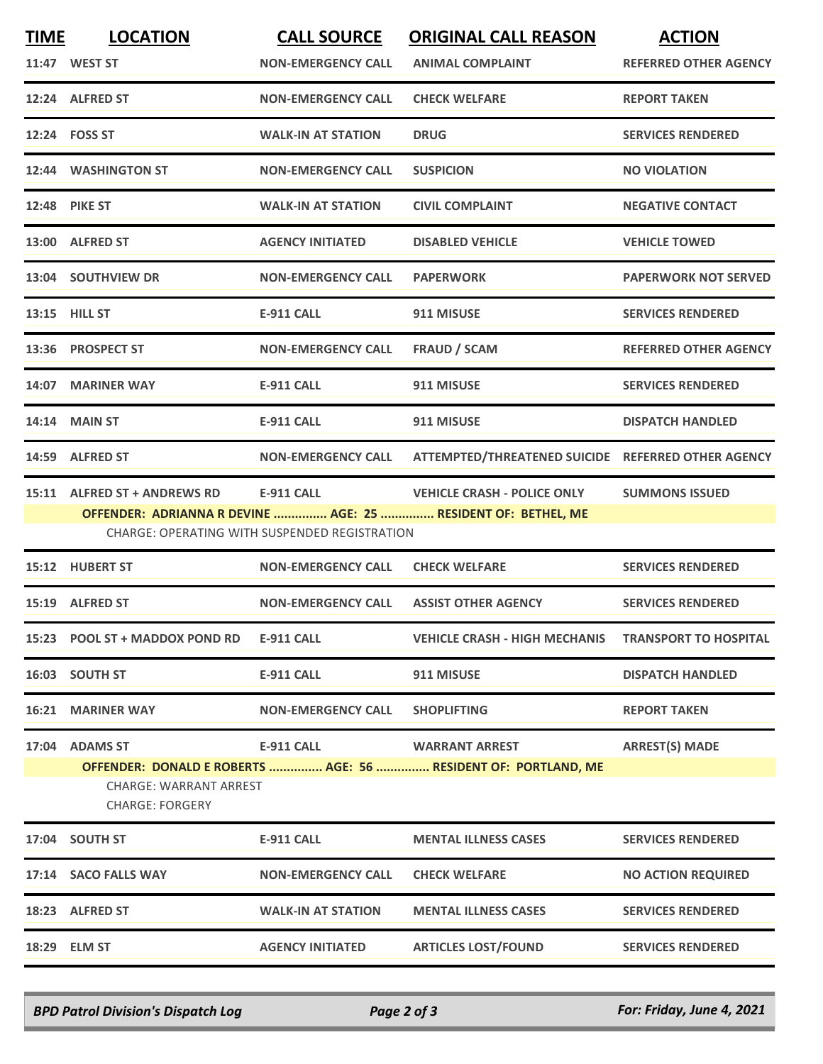| TIME | LOCATION | CALL SOURCE | ORIGINAL CALL REASON | ACTION |
|---|---|---|---|---|
| 11:47 | WEST ST | NON-EMERGENCY CALL | ANIMAL COMPLAINT | REFERRED OTHER AGENCY |
| 12:24 | ALFRED ST | NON-EMERGENCY CALL | CHECK WELFARE | REPORT TAKEN |
| 12:24 | FOSS ST | WALK-IN AT STATION | DRUG | SERVICES RENDERED |
| 12:44 | WASHINGTON ST | NON-EMERGENCY CALL | SUSPICION | NO VIOLATION |
| 12:48 | PIKE ST | WALK-IN AT STATION | CIVIL COMPLAINT | NEGATIVE CONTACT |
| 13:00 | ALFRED ST | AGENCY INITIATED | DISABLED VEHICLE | VEHICLE TOWED |
| 13:04 | SOUTHVIEW DR | NON-EMERGENCY CALL | PAPERWORK | PAPERWORK NOT SERVED |
| 13:15 | HILL ST | E-911 CALL | 911 MISUSE | SERVICES RENDERED |
| 13:36 | PROSPECT ST | NON-EMERGENCY CALL | FRAUD / SCAM | REFERRED OTHER AGENCY |
| 14:07 | MARINER WAY | E-911 CALL | 911 MISUSE | SERVICES RENDERED |
| 14:14 | MAIN ST | E-911 CALL | 911 MISUSE | DISPATCH HANDLED |
| 14:59 | ALFRED ST | NON-EMERGENCY CALL | ATTEMPTED/THREATENED SUICIDE | REFERRED OTHER AGENCY |
| 15:11 | ALFRED ST + ANDREWS RD | E-911 CALL | VEHICLE CRASH - POLICE ONLY | SUMMONS ISSUED |

**OFFENDER: ADRIANNA R DEVINE ............... AGE: 25 ............... RESIDENT OF: BETHEL, ME**
CHARGE: OPERATING WITH SUSPENDED REGISTRATION

| TIME | LOCATION | CALL SOURCE | ORIGINAL CALL REASON | ACTION |
|---|---|---|---|---|
| 15:12 | HUBERT ST | NON-EMERGENCY CALL | CHECK WELFARE | SERVICES RENDERED |
| 15:19 | ALFRED ST | NON-EMERGENCY CALL | ASSIST OTHER AGENCY | SERVICES RENDERED |
| 15:23 | POOL ST + MADDOX POND RD | E-911 CALL | VEHICLE CRASH - HIGH MECHANIS | TRANSPORT TO HOSPITAL |
| 16:03 | SOUTH ST | E-911 CALL | 911 MISUSE | DISPATCH HANDLED |
| 16:21 | MARINER WAY | NON-EMERGENCY CALL | SHOPLIFTING | REPORT TAKEN |
| 17:04 | ADAMS ST | E-911 CALL | WARRANT ARREST | ARREST(S) MADE |

**OFFENDER: DONALD E ROBERTS ............... AGE: 56 ............... RESIDENT OF: PORTLAND, ME**
CHARGE: WARRANT ARREST
CHARGE: FORGERY

| TIME | LOCATION | CALL SOURCE | ORIGINAL CALL REASON | ACTION |
|---|---|---|---|---|
| 17:04 | SOUTH ST | E-911 CALL | MENTAL ILLNESS CASES | SERVICES RENDERED |
| 17:14 | SACO FALLS WAY | NON-EMERGENCY CALL | CHECK WELFARE | NO ACTION REQUIRED |
| 18:23 | ALFRED ST | WALK-IN AT STATION | MENTAL ILLNESS CASES | SERVICES RENDERED |
| 18:29 | ELM ST | AGENCY INITIATED | ARTICLES LOST/FOUND | SERVICES RENDERED |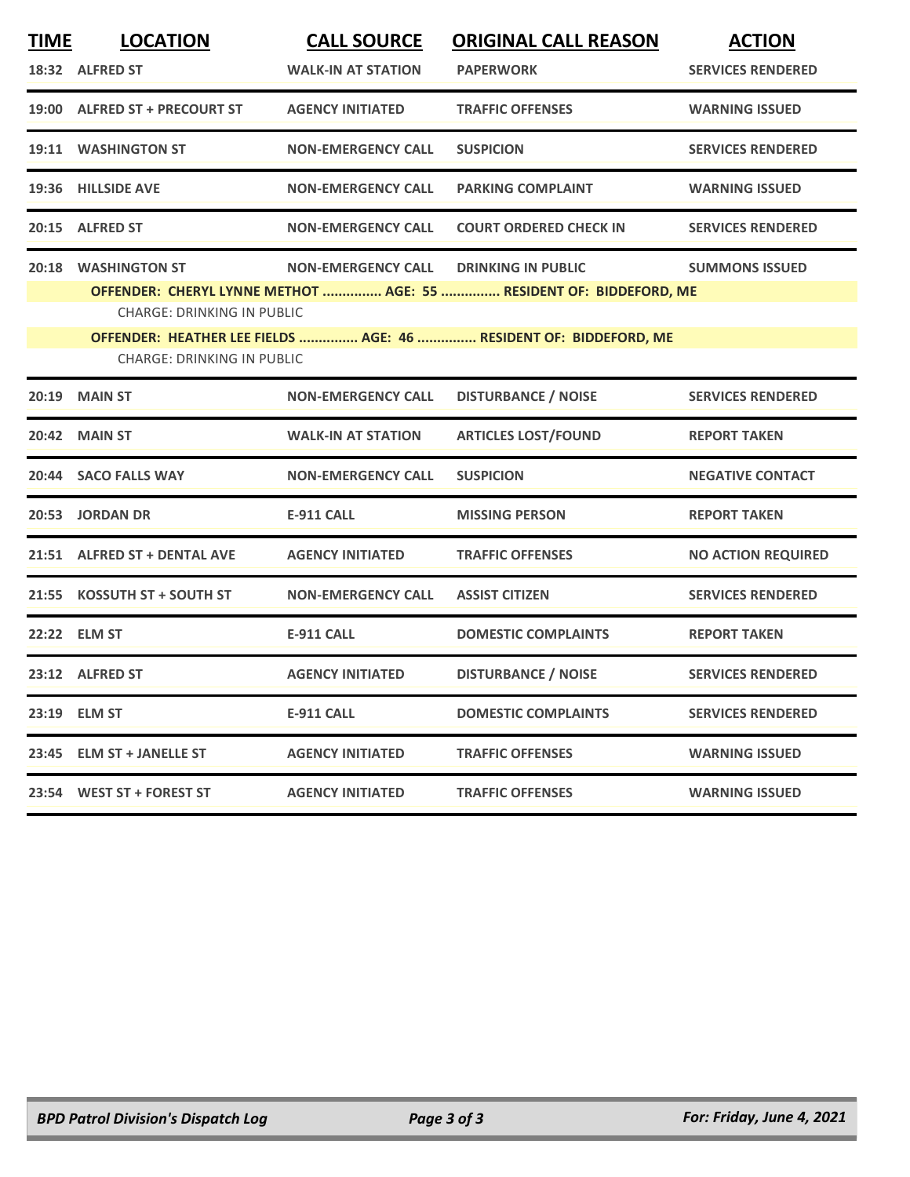| TIME | LOCATION | CALL SOURCE | ORIGINAL CALL REASON | ACTION |
|---|---|---|---|---|
| 18:32 | ALFRED ST | WALK-IN AT STATION | PAPERWORK | SERVICES RENDERED |
| 19:00 | ALFRED ST + PRECOURT ST | AGENCY INITIATED | TRAFFIC OFFENSES | WARNING ISSUED |
| 19:11 | WASHINGTON ST | NON-EMERGENCY CALL | SUSPICION | SERVICES RENDERED |
| 19:36 | HILLSIDE AVE | NON-EMERGENCY CALL | PARKING COMPLAINT | WARNING ISSUED |
| 20:15 | ALFRED ST | NON-EMERGENCY CALL | COURT ORDERED CHECK IN | SERVICES RENDERED |
| 20:18 | WASHINGTON ST | NON-EMERGENCY CALL | DRINKING IN PUBLIC | SUMMONS ISSUED |
| | OFFENDER: CHERYL LYNNE METHOT ............... AGE: 55 ............... RESIDENT OF: BIDDEFORD, ME | | | |
| | CHARGE: DRINKING IN PUBLIC | | | |
| | OFFENDER: HEATHER LEE FIELDS ............... AGE: 46 ............... RESIDENT OF: BIDDEFORD, ME | | | |
| | CHARGE: DRINKING IN PUBLIC | | | |
| 20:19 | MAIN ST | NON-EMERGENCY CALL | DISTURBANCE / NOISE | SERVICES RENDERED |
| 20:42 | MAIN ST | WALK-IN AT STATION | ARTICLES LOST/FOUND | REPORT TAKEN |
| 20:44 | SACO FALLS WAY | NON-EMERGENCY CALL | SUSPICION | NEGATIVE CONTACT |
| 20:53 | JORDAN DR | E-911 CALL | MISSING PERSON | REPORT TAKEN |
| 21:51 | ALFRED ST + DENTAL AVE | AGENCY INITIATED | TRAFFIC OFFENSES | NO ACTION REQUIRED |
| 21:55 | KOSSUTH ST + SOUTH ST | NON-EMERGENCY CALL | ASSIST CITIZEN | SERVICES RENDERED |
| 22:22 | ELM ST | E-911 CALL | DOMESTIC COMPLAINTS | REPORT TAKEN |
| 23:12 | ALFRED ST | AGENCY INITIATED | DISTURBANCE / NOISE | SERVICES RENDERED |
| 23:19 | ELM ST | E-911 CALL | DOMESTIC COMPLAINTS | SERVICES RENDERED |
| 23:45 | ELM ST + JANELLE ST | AGENCY INITIATED | TRAFFIC OFFENSES | WARNING ISSUED |
| 23:54 | WEST ST + FOREST ST | AGENCY INITIATED | TRAFFIC OFFENSES | WARNING ISSUED |